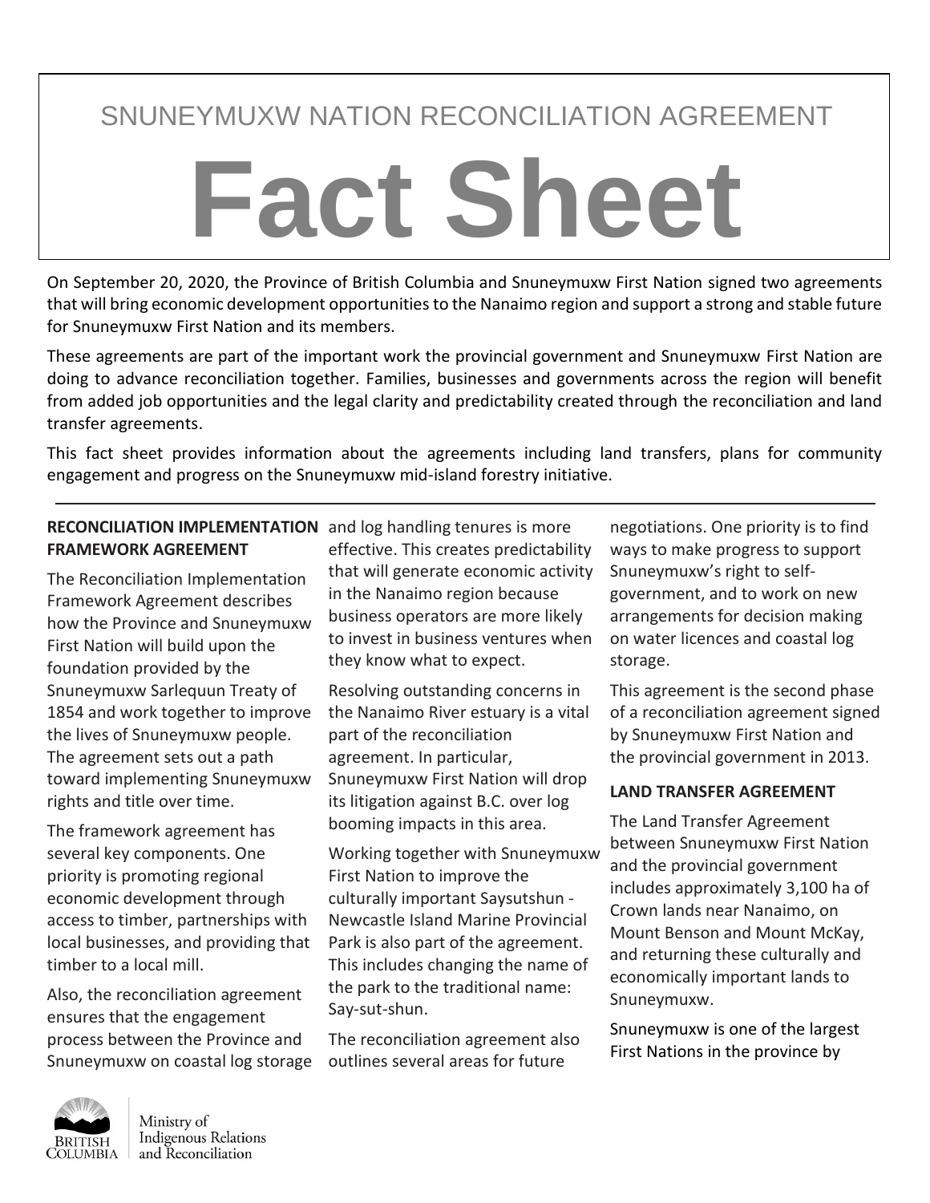SNUNEYMUXW NATION RECONCILIATION AGREEMENT

# Fact Sheet

On September 20, 2020, the Province of British Columbia and Snuneymuxw First Nation signed two agreements that will bring economic development opportunities to the Nanaimo region and support a strong and stable future for Snuneymuxw First Nation and its members.

These agreements are part of the important work the provincial government and Snuneymuxw First Nation are doing to advance reconciliation together. Families, businesses and governments across the region will benefit from added job opportunities and the legal clarity and predictability created through the reconciliation and land transfer agreements.

This fact sheet provides information about the agreements including land transfers, plans for community engagement and progress on the Snuneymuxw mid-island forestry initiative.

---

**RECONCILIATION IMPLEMENTATION FRAMEWORK AGREEMENT**

The Reconciliation Implementation Framework Agreement describes how the Province and Snuneymuxw First Nation will build upon the foundation provided by the Snuneymuxw Sarlequun Treaty of 1854 and work together to improve the lives of Snuneymuxw people. The agreement sets out a path toward implementing Snuneymuxw rights and title over time.

The framework agreement has several key components. One priority is promoting regional economic development through access to timber, partnerships with local businesses, and providing that timber to a local mill.

Also, the reconciliation agreement ensures that the engagement process between the Province and Snuneymuxw on coastal log storage and log handling tenures is more effective. This creates predictability that will generate economic activity in the Nanaimo region because business operators are more likely to invest in business ventures when they know what to expect.

Resolving outstanding concerns in the Nanaimo River estuary is a vital part of the reconciliation agreement. In particular, Snuneymuxw First Nation will drop its litigation against B.C. over log booming impacts in this area.

Working together with Snuneymuxw First Nation to improve the culturally important Saysutshun - Newcastle Island Marine Provincial Park is also part of the agreement. This includes changing the name of the park to the traditional name: Say-sut-shun.

The reconciliation agreement also outlines several areas for future negotiations. One priority is to find ways to make progress to support Snuneymuxw's right to self-government, and to work on new arrangements for decision making on water licences and coastal log storage.

This agreement is the second phase of a reconciliation agreement signed by Snuneymuxw First Nation and the provincial government in 2013.

**LAND TRANSFER AGREEMENT**

The Land Transfer Agreement between Snuneymuxw First Nation and the provincial government includes approximately 3,100 ha of Crown lands near Nanaimo, on Mount Benson and Mount McKay, and returning these culturally and economically important lands to Snuneymuxw.

Snuneymuxw is one of the largest First Nations in the province by

British Columbia | Ministry of Indigenous Relations and Reconciliation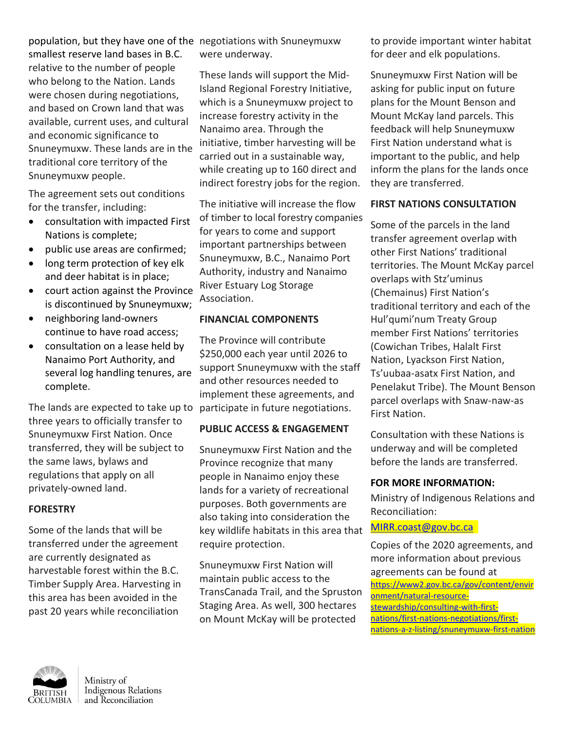population, but they have one of the smallest reserve land bases in B.C. relative to the number of people who belong to the Nation. Lands were chosen during negotiations, and based on Crown land that was available, current uses, and cultural and economic significance to Snuneymuxw. These lands are in the traditional core territory of the Snuneymuxw people.

The agreement sets out conditions for the transfer, including:

- consultation with impacted First Nations is complete;
- public use areas are confirmed;
- long term protection of key elk and deer habitat is in place;
- court action against the Province is discontinued by Snuneymuxw;
- neighboring land-owners continue to have road access;
- consultation on a lease held by Nanaimo Port Authority, and several log handling tenures, are complete.

The lands are expected to take up to three years to officially transfer to Snuneymuxw First Nation. Once transferred, they will be subject to the same laws, bylaws and regulations that apply on all privately-owned land.

**FORESTRY**

Some of the lands that will be transferred under the agreement are currently designated as harvestable forest within the B.C. Timber Supply Area. Harvesting in this area has been avoided in the past 20 years while reconciliation negotiations with Snuneymuxw were underway.

These lands will support the Mid-Island Regional Forestry Initiative, which is a Snuneymuxw project to increase forestry activity in the Nanaimo area. Through the initiative, timber harvesting will be carried out in a sustainable way, while creating up to 160 direct and indirect forestry jobs for the region.

The initiative will increase the flow of timber to local forestry companies for years to come and support important partnerships between Snuneymuxw, B.C., Nanaimo Port Authority, industry and Nanaimo River Estuary Log Storage Association.

**FINANCIAL COMPONENTS**

The Province will contribute $250,000 each year until 2026 to support Snuneymuxw with the staff and other resources needed to implement these agreements, and participate in future negotiations.

**PUBLIC ACCESS & ENGAGEMENT**

Snuneymuxw First Nation and the Province recognize that many people in Nanaimo enjoy these lands for a variety of recreational purposes. Both governments are also taking into consideration the key wildlife habitats in this area that require protection.

Snuneymuxw First Nation will maintain public access to the TransCanada Trail, and the Spruston Staging Area. As well, 300 hectares on Mount McKay will be protected to provide important winter habitat for deer and elk populations.

Snuneymuxw First Nation will be asking for public input on future plans for the Mount Benson and Mount McKay land parcels. This feedback will help Snuneymuxw First Nation understand what is important to the public, and help inform the plans for the lands once they are transferred.

**FIRST NATIONS CONSULTATION**

Some of the parcels in the land transfer agreement overlap with other First Nations' traditional territories. The Mount McKay parcel overlaps with Stz'uminus (Chemainus) First Nation's traditional territory and each of the Hul'qumi'num Treaty Group member First Nations' territories (Cowichan Tribes, Halalt First Nation, Lyackson First Nation, Ts'uubaa-asatx First Nation, and Penelakut Tribe). The Mount Benson parcel overlaps with Snaw-naw-as First Nation.

Consultation with these Nations is underway and will be completed before the lands are transferred.

**FOR MORE INFORMATION:**

Ministry of Indigenous Relations and Reconciliation:

MIRR.coast@gov.bc.ca

Copies of the 2020 agreements, and more information about previous agreements can be found at https://www2.gov.bc.ca/gov/content/environment/natural-resource-stewardship/consulting-with-first-nations/first-nations-negotiations/first-nations-a-z-listing/snuneymuxw-first-nation

British Columbia — Ministry of Indigenous Relations and Reconciliation